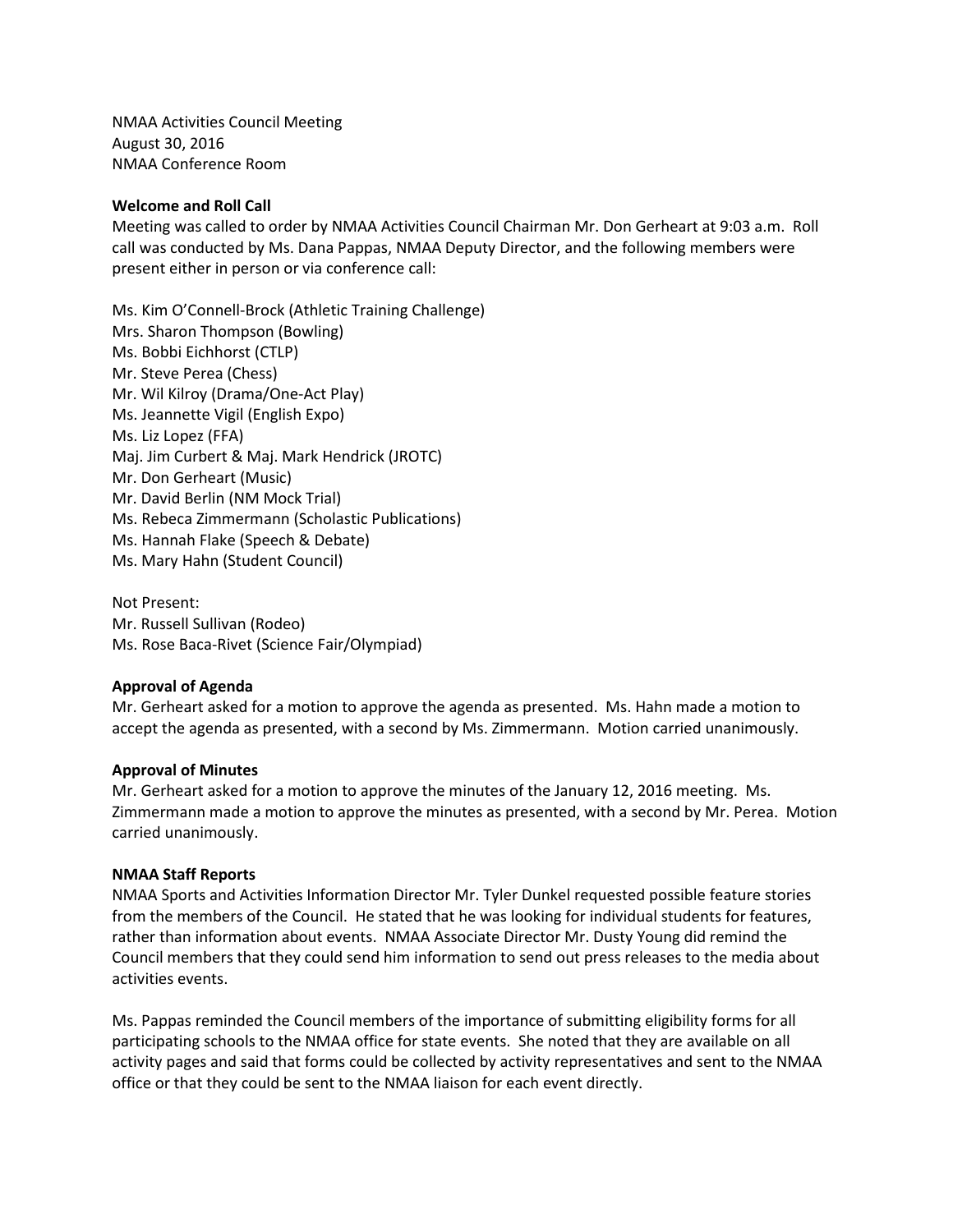NMAA Activities Council Meeting
August 30, 2016
NMAA Conference Room

**Welcome and Roll Call**

Meeting was called to order by NMAA Activities Council Chairman Mr. Don Gerheart at 9:03 a.m. Roll call was conducted by Ms. Dana Pappas, NMAA Deputy Director, and the following members were present either in person or via conference call:

Ms. Kim O'Connell-Brock (Athletic Training Challenge)
Mrs. Sharon Thompson (Bowling)
Ms. Bobbi Eichhorst (CTLP)
Mr. Steve Perea (Chess)
Mr. Wil Kilroy (Drama/One-Act Play)
Ms. Jeannette Vigil (English Expo)
Ms. Liz Lopez (FFA)
Maj. Jim Curbert & Maj. Mark Hendrick (JROTC)
Mr. Don Gerheart (Music)
Mr. David Berlin (NM Mock Trial)
Ms. Rebeca Zimmermann (Scholastic Publications)
Ms. Hannah Flake (Speech & Debate)
Ms. Mary Hahn (Student Council)

Not Present:
Mr. Russell Sullivan (Rodeo)
Ms. Rose Baca-Rivet (Science Fair/Olympiad)

**Approval of Agenda**

Mr. Gerheart asked for a motion to approve the agenda as presented. Ms. Hahn made a motion to accept the agenda as presented, with a second by Ms. Zimmermann. Motion carried unanimously.

**Approval of Minutes**

Mr. Gerheart asked for a motion to approve the minutes of the January 12, 2016 meeting. Ms. Zimmermann made a motion to approve the minutes as presented, with a second by Mr. Perea. Motion carried unanimously.

**NMAA Staff Reports**

NMAA Sports and Activities Information Director Mr. Tyler Dunkel requested possible feature stories from the members of the Council. He stated that he was looking for individual students for features, rather than information about events. NMAA Associate Director Mr. Dusty Young did remind the Council members that they could send him information to send out press releases to the media about activities events.

Ms. Pappas reminded the Council members of the importance of submitting eligibility forms for all participating schools to the NMAA office for state events. She noted that they are available on all activity pages and said that forms could be collected by activity representatives and sent to the NMAA office or that they could be sent to the NMAA liaison for each event directly.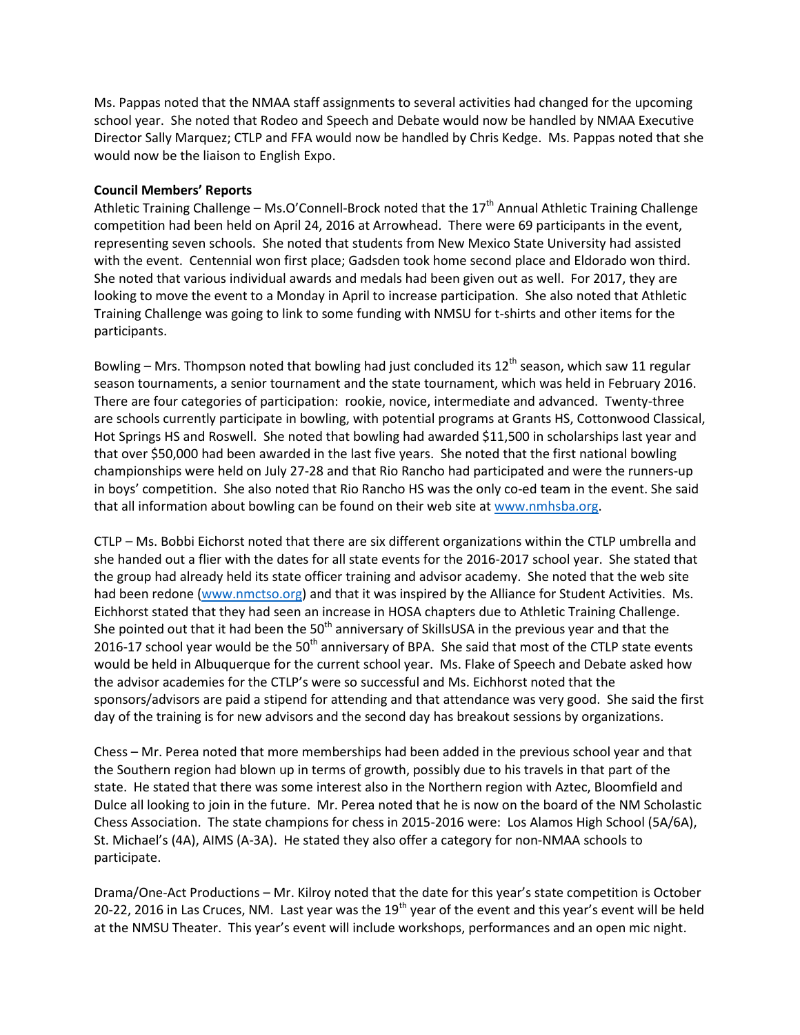Ms. Pappas noted that the NMAA staff assignments to several activities had changed for the upcoming school year. She noted that Rodeo and Speech and Debate would now be handled by NMAA Executive Director Sally Marquez; CTLP and FFA would now be handled by Chris Kedge. Ms. Pappas noted that she would now be the liaison to English Expo.

**Council Members' Reports**

Athletic Training Challenge – Ms.O'Connell-Brock noted that the 17th Annual Athletic Training Challenge competition had been held on April 24, 2016 at Arrowhead. There were 69 participants in the event, representing seven schools. She noted that students from New Mexico State University had assisted with the event. Centennial won first place; Gadsden took home second place and Eldorado won third. She noted that various individual awards and medals had been given out as well. For 2017, they are looking to move the event to a Monday in April to increase participation. She also noted that Athletic Training Challenge was going to link to some funding with NMSU for t-shirts and other items for the participants.

Bowling – Mrs. Thompson noted that bowling had just concluded its 12th season, which saw 11 regular season tournaments, a senior tournament and the state tournament, which was held in February 2016. There are four categories of participation: rookie, novice, intermediate and advanced. Twenty-three are schools currently participate in bowling, with potential programs at Grants HS, Cottonwood Classical, Hot Springs HS and Roswell. She noted that bowling had awarded $11,500 in scholarships last year and that over $50,000 had been awarded in the last five years. She noted that the first national bowling championships were held on July 27-28 and that Rio Rancho had participated and were the runners-up in boys' competition. She also noted that Rio Rancho HS was the only co-ed team in the event. She said that all information about bowling can be found on their web site at www.nmhsba.org.

CTLP – Ms. Bobbi Eichorst noted that there are six different organizations within the CTLP umbrella and she handed out a flier with the dates for all state events for the 2016-2017 school year. She stated that the group had already held its state officer training and advisor academy. She noted that the web site had been redone (www.nmctso.org) and that it was inspired by the Alliance for Student Activities. Ms. Eichhorst stated that they had seen an increase in HOSA chapters due to Athletic Training Challenge. She pointed out that it had been the 50th anniversary of SkillsUSA in the previous year and that the 2016-17 school year would be the 50th anniversary of BPA. She said that most of the CTLP state events would be held in Albuquerque for the current school year. Ms. Flake of Speech and Debate asked how the advisor academies for the CTLP's were so successful and Ms. Eichhorst noted that the sponsors/advisors are paid a stipend for attending and that attendance was very good. She said the first day of the training is for new advisors and the second day has breakout sessions by organizations.

Chess – Mr. Perea noted that more memberships had been added in the previous school year and that the Southern region had blown up in terms of growth, possibly due to his travels in that part of the state. He stated that there was some interest also in the Northern region with Aztec, Bloomfield and Dulce all looking to join in the future. Mr. Perea noted that he is now on the board of the NM Scholastic Chess Association. The state champions for chess in 2015-2016 were: Los Alamos High School (5A/6A), St. Michael's (4A), AIMS (A-3A). He stated they also offer a category for non-NMAA schools to participate.

Drama/One-Act Productions – Mr. Kilroy noted that the date for this year's state competition is October 20-22, 2016 in Las Cruces, NM. Last year was the 19th year of the event and this year's event will be held at the NMSU Theater. This year's event will include workshops, performances and an open mic night.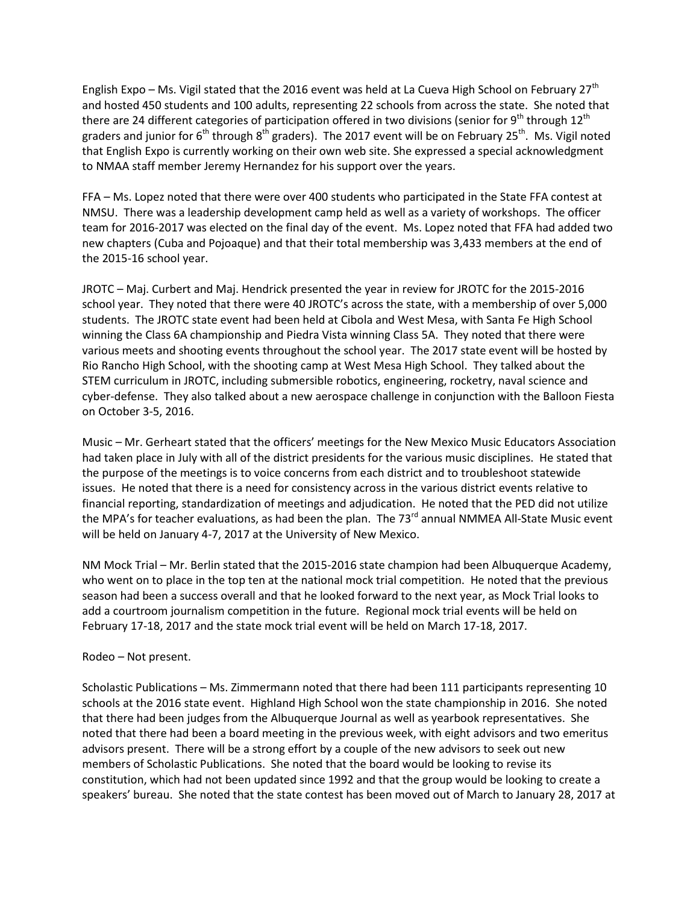English Expo – Ms. Vigil stated that the 2016 event was held at La Cueva High School on February 27th and hosted 450 students and 100 adults, representing 22 schools from across the state. She noted that there are 24 different categories of participation offered in two divisions (senior for 9th through 12th graders and junior for 6th through 8th graders). The 2017 event will be on February 25th. Ms. Vigil noted that English Expo is currently working on their own web site. She expressed a special acknowledgment to NMAA staff member Jeremy Hernandez for his support over the years.

FFA – Ms. Lopez noted that there were over 400 students who participated in the State FFA contest at NMSU. There was a leadership development camp held as well as a variety of workshops. The officer team for 2016-2017 was elected on the final day of the event. Ms. Lopez noted that FFA had added two new chapters (Cuba and Pojoaque) and that their total membership was 3,433 members at the end of the 2015-16 school year.

JROTC – Maj. Curbert and Maj. Hendrick presented the year in review for JROTC for the 2015-2016 school year. They noted that there were 40 JROTC's across the state, with a membership of over 5,000 students. The JROTC state event had been held at Cibola and West Mesa, with Santa Fe High School winning the Class 6A championship and Piedra Vista winning Class 5A. They noted that there were various meets and shooting events throughout the school year. The 2017 state event will be hosted by Rio Rancho High School, with the shooting camp at West Mesa High School. They talked about the STEM curriculum in JROTC, including submersible robotics, engineering, rocketry, naval science and cyber-defense. They also talked about a new aerospace challenge in conjunction with the Balloon Fiesta on October 3-5, 2016.

Music – Mr. Gerheart stated that the officers' meetings for the New Mexico Music Educators Association had taken place in July with all of the district presidents for the various music disciplines. He stated that the purpose of the meetings is to voice concerns from each district and to troubleshoot statewide issues. He noted that there is a need for consistency across in the various district events relative to financial reporting, standardization of meetings and adjudication. He noted that the PED did not utilize the MPA's for teacher evaluations, as had been the plan. The 73rd annual NMMEA All-State Music event will be held on January 4-7, 2017 at the University of New Mexico.

NM Mock Trial – Mr. Berlin stated that the 2015-2016 state champion had been Albuquerque Academy, who went on to place in the top ten at the national mock trial competition. He noted that the previous season had been a success overall and that he looked forward to the next year, as Mock Trial looks to add a courtroom journalism competition in the future. Regional mock trial events will be held on February 17-18, 2017 and the state mock trial event will be held on March 17-18, 2017.

Rodeo – Not present.

Scholastic Publications – Ms. Zimmermann noted that there had been 111 participants representing 10 schools at the 2016 state event. Highland High School won the state championship in 2016. She noted that there had been judges from the Albuquerque Journal as well as yearbook representatives. She noted that there had been a board meeting in the previous week, with eight advisors and two emeritus advisors present. There will be a strong effort by a couple of the new advisors to seek out new members of Scholastic Publications. She noted that the board would be looking to revise its constitution, which had not been updated since 1992 and that the group would be looking to create a speakers' bureau. She noted that the state contest has been moved out of March to January 28, 2017 at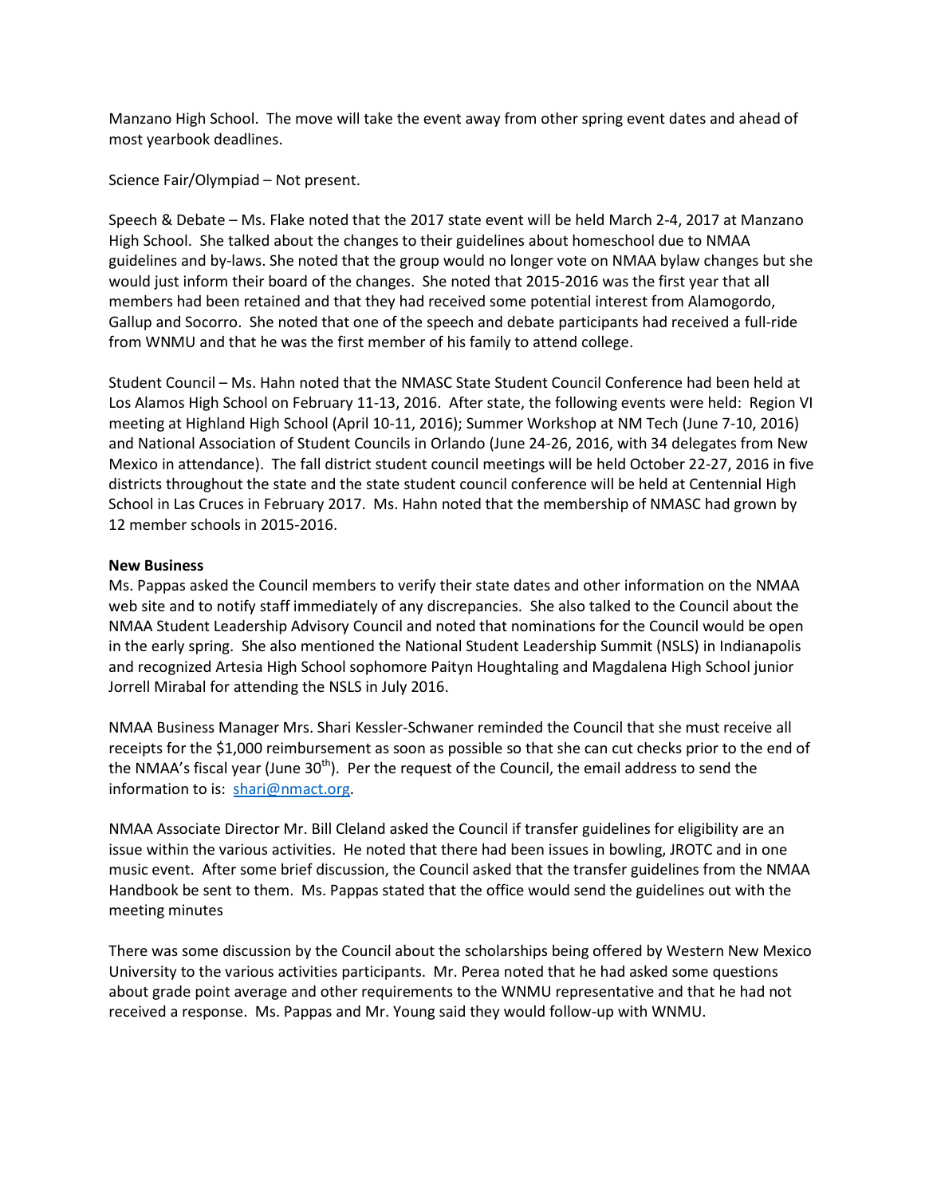Manzano High School. The move will take the event away from other spring event dates and ahead of most yearbook deadlines.

Science Fair/Olympiad – Not present.

Speech & Debate – Ms. Flake noted that the 2017 state event will be held March 2-4, 2017 at Manzano High School. She talked about the changes to their guidelines about homeschool due to NMAA guidelines and by-laws. She noted that the group would no longer vote on NMAA bylaw changes but she would just inform their board of the changes. She noted that 2015-2016 was the first year that all members had been retained and that they had received some potential interest from Alamogordo, Gallup and Socorro. She noted that one of the speech and debate participants had received a full-ride from WNMU and that he was the first member of his family to attend college.

Student Council – Ms. Hahn noted that the NMASC State Student Council Conference had been held at Los Alamos High School on February 11-13, 2016. After state, the following events were held: Region VI meeting at Highland High School (April 10-11, 2016); Summer Workshop at NM Tech (June 7-10, 2016) and National Association of Student Councils in Orlando (June 24-26, 2016, with 34 delegates from New Mexico in attendance). The fall district student council meetings will be held October 22-27, 2016 in five districts throughout the state and the state student council conference will be held at Centennial High School in Las Cruces in February 2017. Ms. Hahn noted that the membership of NMASC had grown by 12 member schools in 2015-2016.

**New Business**
Ms. Pappas asked the Council members to verify their state dates and other information on the NMAA web site and to notify staff immediately of any discrepancies. She also talked to the Council about the NMAA Student Leadership Advisory Council and noted that nominations for the Council would be open in the early spring. She also mentioned the National Student Leadership Summit (NSLS) in Indianapolis and recognized Artesia High School sophomore Paityn Houghtaling and Magdalena High School junior Jorrell Mirabal for attending the NSLS in July 2016.

NMAA Business Manager Mrs. Shari Kessler-Schwaner reminded the Council that she must receive all receipts for the $1,000 reimbursement as soon as possible so that she can cut checks prior to the end of the NMAA's fiscal year (June 30th). Per the request of the Council, the email address to send the information to is: shari@nmact.org.

NMAA Associate Director Mr. Bill Cleland asked the Council if transfer guidelines for eligibility are an issue within the various activities. He noted that there had been issues in bowling, JROTC and in one music event. After some brief discussion, the Council asked that the transfer guidelines from the NMAA Handbook be sent to them. Ms. Pappas stated that the office would send the guidelines out with the meeting minutes

There was some discussion by the Council about the scholarships being offered by Western New Mexico University to the various activities participants. Mr. Perea noted that he had asked some questions about grade point average and other requirements to the WNMU representative and that he had not received a response. Ms. Pappas and Mr. Young said they would follow-up with WNMU.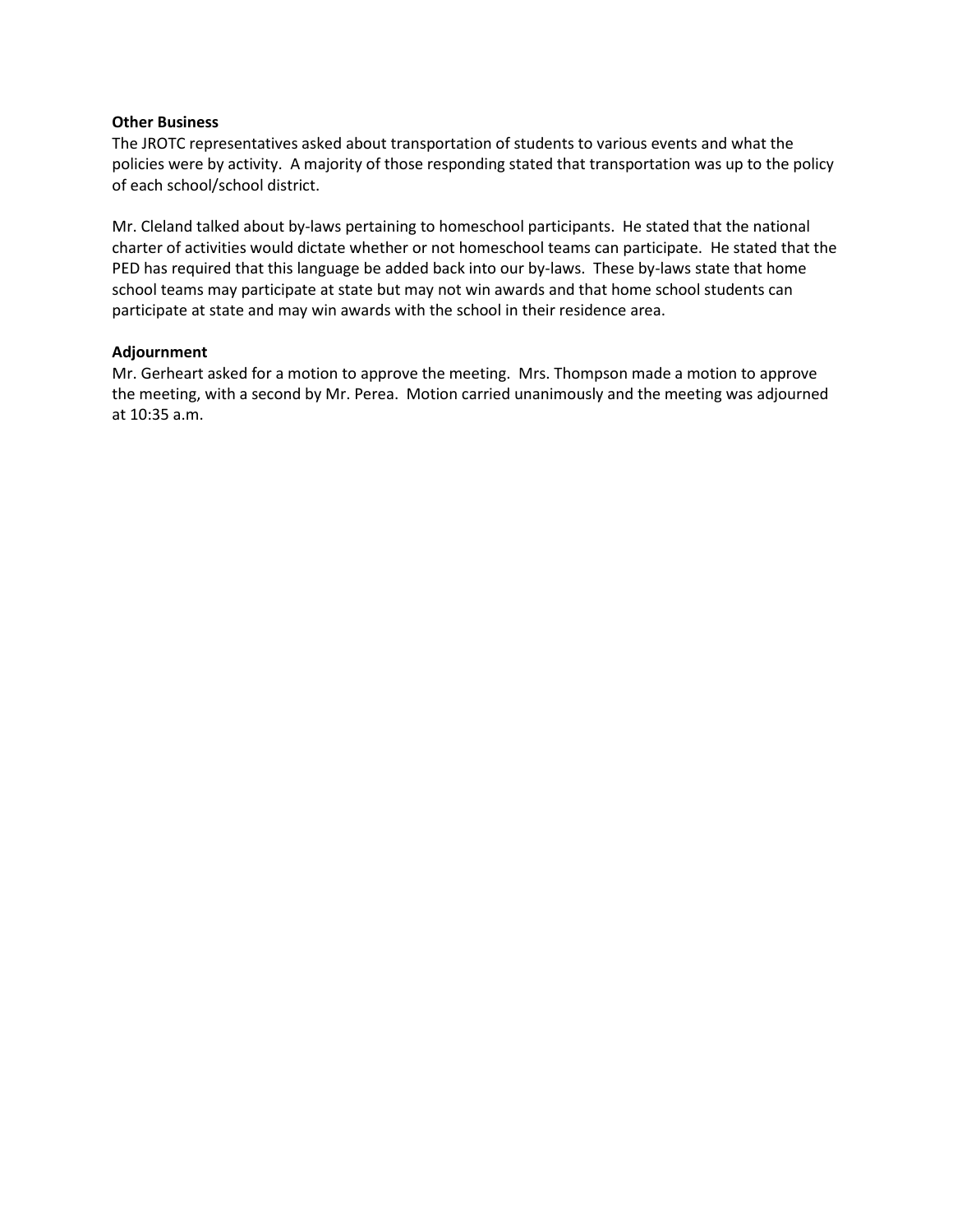**Other Business**

The JROTC representatives asked about transportation of students to various events and what the policies were by activity. A majority of those responding stated that transportation was up to the policy of each school/school district.

Mr. Cleland talked about by-laws pertaining to homeschool participants. He stated that the national charter of activities would dictate whether or not homeschool teams can participate. He stated that the PED has required that this language be added back into our by-laws. These by-laws state that home school teams may participate at state but may not win awards and that home school students can participate at state and may win awards with the school in their residence area.

**Adjournment**

Mr. Gerheart asked for a motion to approve the meeting. Mrs. Thompson made a motion to approve the meeting, with a second by Mr. Perea. Motion carried unanimously and the meeting was adjourned at 10:35 a.m.